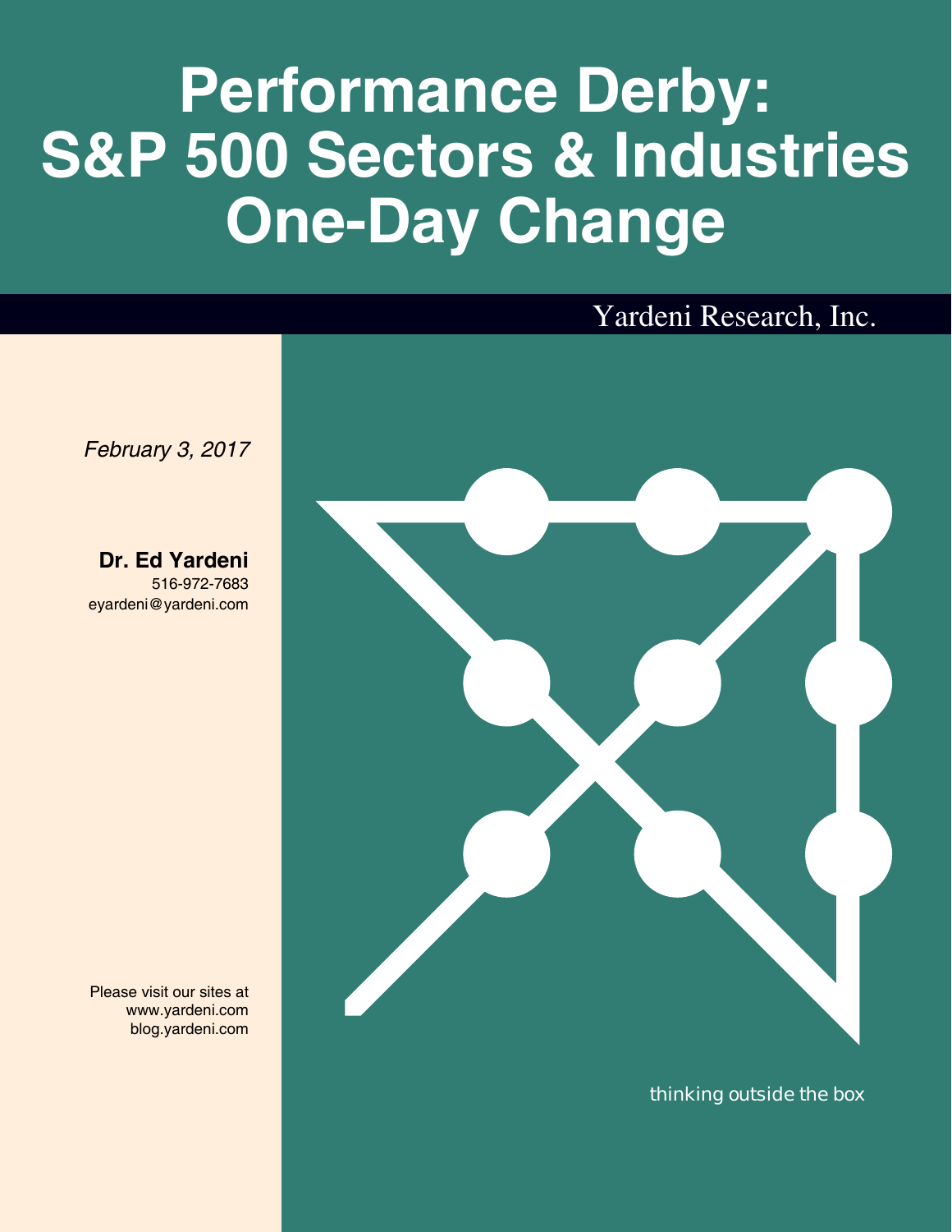# Performance Derby: S&P 500 Sectors & Industries One-Day Change

Yardeni Research, Inc.

*February 3, 2017*

**Dr. Ed Yardeni**
516-972-7683
eyardeni@yardeni.com

Please visit our sites at
www.yardeni.com
blog.yardeni.com

thinking outside the box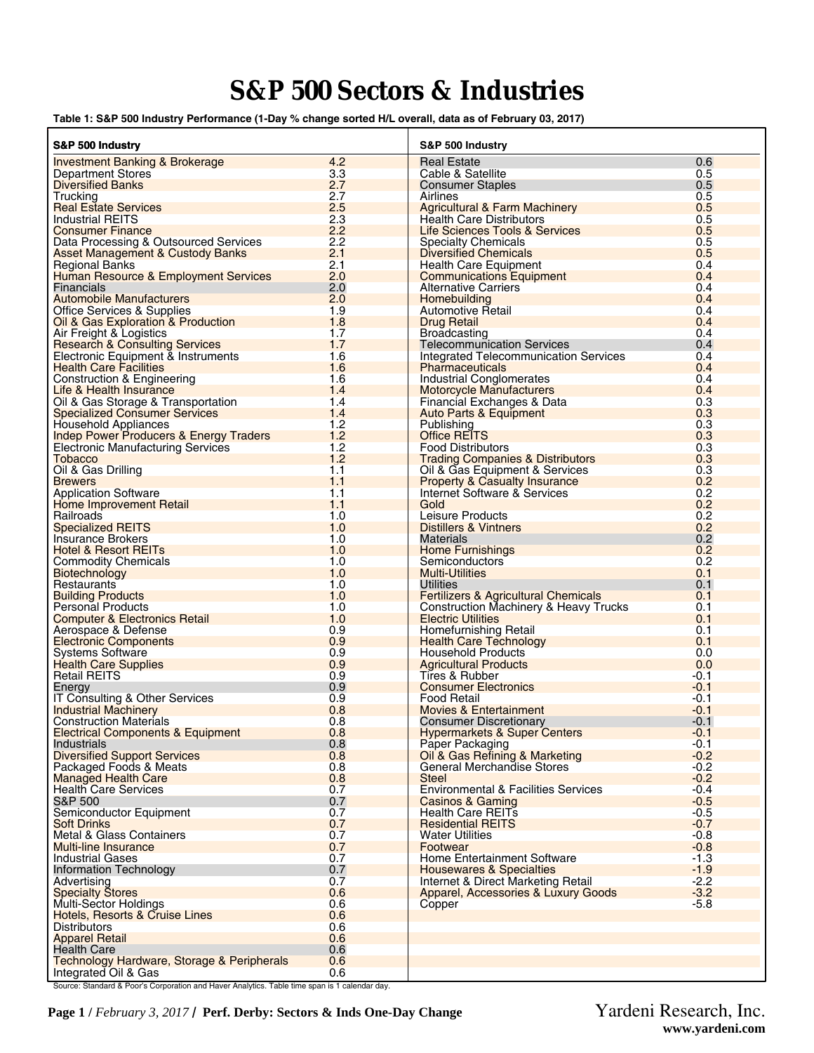# S&P 500 Sectors & Industries

**Table 1: S&P 500 Industry Performance (1-Day % change sorted H/L overall, data as of February 03, 2017)**

| S&P 500 Industry | | S&P 500 Industry | |
|---|---|---|---|
| Investment Banking & Brokerage | 4.2 | Real Estate | 0.6 |
| Department Stores | 3.3 | Cable & Satellite | 0.5 |
| Diversified Banks | 2.7 | Consumer Staples | 0.5 |
| Trucking | 2.7 | Airlines | 0.5 |
| Real Estate Services | 2.5 | Agricultural & Farm Machinery | 0.5 |
| Industrial REITS | 2.3 | Health Care Distributors | 0.5 |
| Consumer Finance | 2.2 | Life Sciences Tools & Services | 0.5 |
| Data Processing & Outsourced Services | 2.2 | Specialty Chemicals | 0.5 |
| Asset Management & Custody Banks | 2.1 | Diversified Chemicals | 0.5 |
| Regional Banks | 2.1 | Health Care Equipment | 0.4 |
| Human Resource & Employment Services | 2.0 | Communications Equipment | 0.4 |
| Financials | 2.0 | Alternative Carriers | 0.4 |
| Automobile Manufacturers | 2.0 | Homebuilding | 0.4 |
| Office Services & Supplies | 1.9 | Automotive Retail | 0.4 |
| Oil & Gas Exploration & Production | 1.8 | Drug Retail | 0.4 |
| Air Freight & Logistics | 1.7 | Broadcasting | 0.4 |
| Research & Consulting Services | 1.7 | Telecommunication Services | 0.4 |
| Electronic Equipment & Instruments | 1.6 | Integrated Telecommunication Services | 0.4 |
| Health Care Facilities | 1.6 | Pharmaceuticals | 0.4 |
| Construction & Engineering | 1.6 | Industrial Conglomerates | 0.4 |
| Life & Health Insurance | 1.4 | Motorcycle Manufacturers | 0.4 |
| Oil & Gas Storage & Transportation | 1.4 | Financial Exchanges & Data | 0.3 |
| Specialized Consumer Services | 1.4 | Auto Parts & Equipment | 0.3 |
| Household Appliances | 1.2 | Publishing | 0.3 |
| Indep Power Producers & Energy Traders | 1.2 | Office REITS | 0.3 |
| Electronic Manufacturing Services | 1.2 | Food Distributors | 0.3 |
| Tobacco | 1.2 | Trading Companies & Distributors | 0.3 |
| Oil & Gas Drilling | 1.1 | Oil & Gas Equipment & Services | 0.3 |
| Brewers | 1.1 | Property & Casualty Insurance | 0.2 |
| Application Software | 1.1 | Internet Software & Services | 0.2 |
| Home Improvement Retail | 1.1 | Gold | 0.2 |
| Railroads | 1.0 | Leisure Products | 0.2 |
| Specialized REITS | 1.0 | Distillers & Vintners | 0.2 |
| Insurance Brokers | 1.0 | Materials | 0.2 |
| Hotel & Resort REITs | 1.0 | Home Furnishings | 0.2 |
| Commodity Chemicals | 1.0 | Semiconductors | 0.2 |
| Biotechnology | 1.0 | Multi-Utilities | 0.1 |
| Restaurants | 1.0 | Utilities | 0.1 |
| Building Products | 1.0 | Fertilizers & Agricultural Chemicals | 0.1 |
| Personal Products | 1.0 | Construction Machinery & Heavy Trucks | 0.1 |
| Computer & Electronics Retail | 1.0 | Electric Utilities | 0.1 |
| Aerospace & Defense | 0.9 | Homefurnishing Retail | 0.1 |
| Electronic Components | 0.9 | Health Care Technology | 0.1 |
| Systems Software | 0.9 | Household Products | 0.0 |
| Health Care Supplies | 0.9 | Agricultural Products | 0.0 |
| Retail REITS | 0.9 | Tires & Rubber | -0.1 |
| Energy | 0.9 | Consumer Electronics | -0.1 |
| IT Consulting & Other Services | 0.9 | Food Retail | -0.1 |
| Industrial Machinery | 0.8 | Movies & Entertainment | -0.1 |
| Construction Materials | 0.8 | Consumer Discretionary | -0.1 |
| Electrical Components & Equipment | 0.8 | Hypermarkets & Super Centers | -0.1 |
| Industrials | 0.8 | Paper Packaging | -0.1 |
| Diversified Support Services | 0.8 | Oil & Gas Refining & Marketing | -0.2 |
| Packaged Foods & Meats | 0.8 | General Merchandise Stores | -0.2 |
| Managed Health Care | 0.8 | Steel | -0.2 |
| Health Care Services | 0.7 | Environmental & Facilities Services | -0.4 |
| S&P 500 | 0.7 | Casinos & Gaming | -0.5 |
| Semiconductor Equipment | 0.7 | Health Care REITs | -0.5 |
| Soft Drinks | 0.7 | Residential REITS | -0.7 |
| Metal & Glass Containers | 0.7 | Water Utilities | -0.8 |
| Multi-line Insurance | 0.7 | Footwear | -0.8 |
| Industrial Gases | 0.7 | Home Entertainment Software | -1.3 |
| Information Technology | 0.7 | Housewares & Specialties | -1.9 |
| Advertising | 0.7 | Internet & Direct Marketing Retail | -2.2 |
| Specialty Stores | 0.6 | Apparel, Accessories & Luxury Goods | -3.2 |
| Multi-Sector Holdings | 0.6 | Copper | -5.8 |
| Hotels, Resorts & Cruise Lines | 0.6 | | |
| Distributors | 0.6 | | |
| Apparel Retail | 0.6 | | |
| Health Care | 0.6 | | |
| Technology Hardware, Storage & Peripherals | 0.6 | | |
| Integrated Oil & Gas | 0.6 | | |

Source: Standard & Poor's Corporation and Haver Analytics. Table time span is 1 calendar day.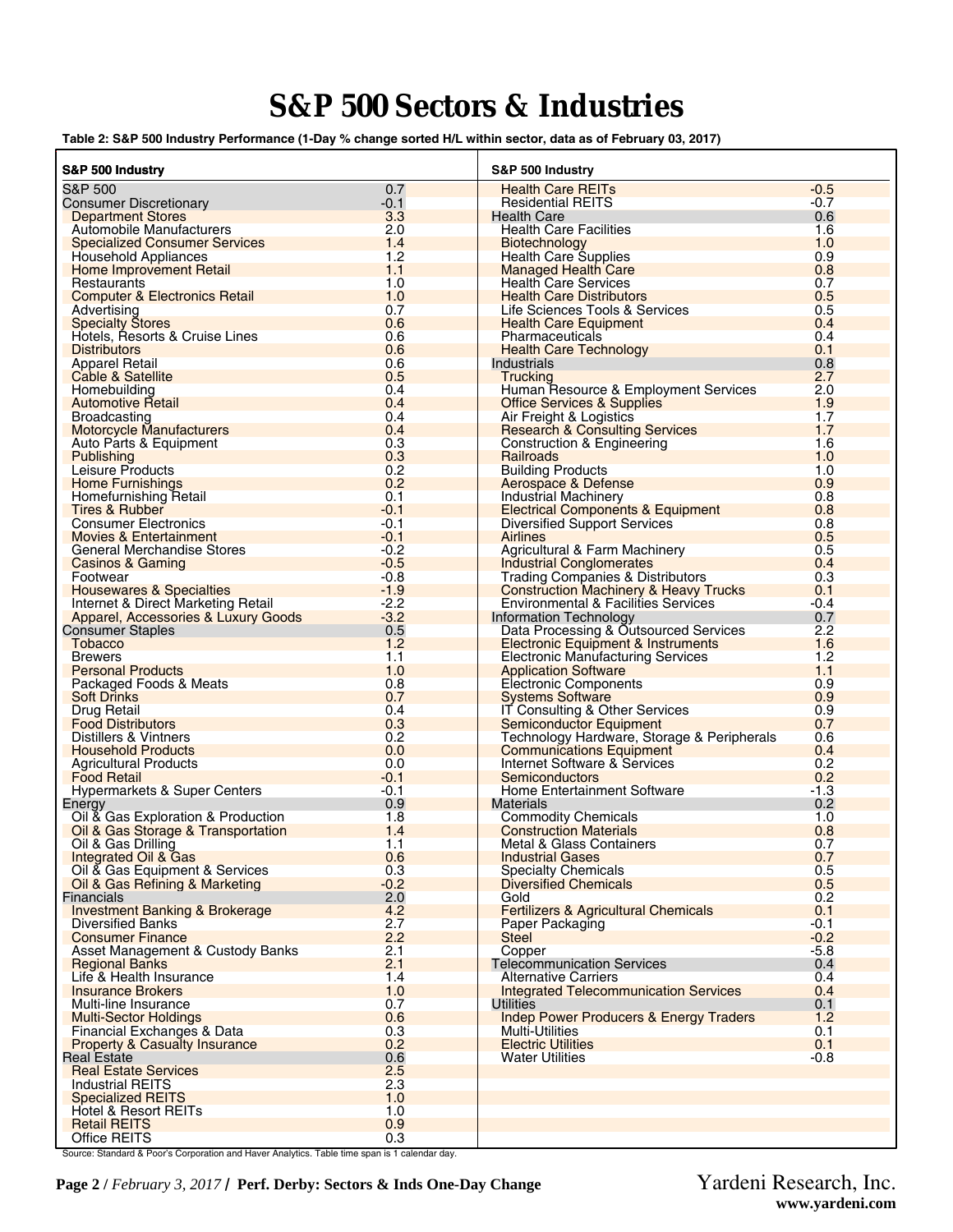# S&P 500 Sectors & Industries

**Table 2: S&P 500 Industry Performance (1-Day % change sorted H/L within sector, data as of February 03, 2017)**

| S&P 500 Industry | |
|---|---|
| S&P 500 | 0.7 |
| Consumer Discretionary | -0.1 |
| Department Stores | 3.3 |
| Automobile Manufacturers | 2.0 |
| Specialized Consumer Services | 1.4 |
| Household Appliances | 1.2 |
| Home Improvement Retail | 1.1 |
| Restaurants | 1.0 |
| Computer & Electronics Retail | 1.0 |
| Advertising | 0.7 |
| Specialty Stores | 0.6 |
| Hotels, Resorts & Cruise Lines | 0.6 |
| Distributors | 0.6 |
| Apparel Retail | 0.6 |
| Cable & Satellite | 0.5 |
| Homebuilding | 0.4 |
| Automotive Retail | 0.4 |
| Broadcasting | 0.4 |
| Motorcycle Manufacturers | 0.4 |
| Auto Parts & Equipment | 0.3 |
| Publishing | 0.3 |
| Leisure Products | 0.2 |
| Home Furnishings | 0.2 |
| Homefurnishing Retail | 0.1 |
| Tires & Rubber | -0.1 |
| Consumer Electronics | -0.1 |
| Movies & Entertainment | -0.1 |
| General Merchandise Stores | -0.2 |
| Casinos & Gaming | -0.5 |
| Footwear | -0.8 |
| Housewares & Specialties | -1.9 |
| Internet & Direct Marketing Retail | -2.2 |
| Apparel, Accessories & Luxury Goods | -3.2 |
| Consumer Staples | 0.5 |
| Tobacco | 1.2 |
| Brewers | 1.1 |
| Personal Products | 1.0 |
| Packaged Foods & Meats | 0.8 |
| Soft Drinks | 0.7 |
| Drug Retail | 0.4 |
| Food Distributors | 0.3 |
| Distillers & Vintners | 0.2 |
| Household Products | 0.0 |
| Agricultural Products | 0.0 |
| Food Retail | -0.1 |
| Hypermarkets & Super Centers | -0.1 |
| Energy | 0.9 |
| Oil & Gas Exploration & Production | 1.8 |
| Oil & Gas Storage & Transportation | 1.4 |
| Oil & Gas Drilling | 1.1 |
| Integrated Oil & Gas | 0.6 |
| Oil & Gas Equipment & Services | 0.3 |
| Oil & Gas Refining & Marketing | -0.2 |
| Financials | 2.0 |
| Investment Banking & Brokerage | 4.2 |
| Diversified Banks | 2.7 |
| Consumer Finance | 2.2 |
| Asset Management & Custody Banks | 2.1 |
| Regional Banks | 2.1 |
| Life & Health Insurance | 1.4 |
| Insurance Brokers | 1.0 |
| Multi-line Insurance | 0.7 |
| Multi-Sector Holdings | 0.6 |
| Financial Exchanges & Data | 0.3 |
| Property & Casualty Insurance | 0.2 |
| Real Estate | 0.6 |
| Real Estate Services | 2.5 |
| Industrial REITS | 2.3 |
| Specialized REITS | 1.0 |
| Hotel & Resort REITs | 1.0 |
| Retail REITS | 0.9 |
| Office REITS | 0.3 |
| Health Care REITs | -0.5 |
| Residential REITS | -0.7 |
| Health Care | 0.6 |
| Health Care Facilities | 1.6 |
| Biotechnology | 1.0 |
| Health Care Supplies | 0.9 |
| Managed Health Care | 0.8 |
| Health Care Services | 0.7 |
| Health Care Distributors | 0.5 |
| Life Sciences Tools & Services | 0.5 |
| Health Care Equipment | 0.4 |
| Pharmaceuticals | 0.4 |
| Health Care Technology | 0.1 |
| Industrials | 0.8 |
| Trucking | 2.7 |
| Human Resource & Employment Services | 2.0 |
| Office Services & Supplies | 1.9 |
| Air Freight & Logistics | 1.7 |
| Research & Consulting Services | 1.7 |
| Construction & Engineering | 1.6 |
| Railroads | 1.0 |
| Building Products | 1.0 |
| Aerospace & Defense | 0.9 |
| Industrial Machinery | 0.8 |
| Electrical Components & Equipment | 0.8 |
| Diversified Support Services | 0.8 |
| Airlines | 0.5 |
| Agricultural & Farm Machinery | 0.5 |
| Industrial Conglomerates | 0.4 |
| Trading Companies & Distributors | 0.3 |
| Construction Machinery & Heavy Trucks | 0.1 |
| Environmental & Facilities Services | -0.4 |
| Information Technology | 0.7 |
| Data Processing & Outsourced Services | 2.2 |
| Electronic Equipment & Instruments | 1.6 |
| Electronic Manufacturing Services | 1.2 |
| Application Software | 1.1 |
| Electronic Components | 0.9 |
| Systems Software | 0.9 |
| IT Consulting & Other Services | 0.9 |
| Semiconductor Equipment | 0.7 |
| Technology Hardware, Storage & Peripherals | 0.6 |
| Communications Equipment | 0.4 |
| Internet Software & Services | 0.2 |
| Semiconductors | 0.2 |
| Home Entertainment Software | -1.3 |
| Materials | 0.2 |
| Commodity Chemicals | 1.0 |
| Construction Materials | 0.8 |
| Metal & Glass Containers | 0.7 |
| Industrial Gases | 0.7 |
| Specialty Chemicals | 0.5 |
| Diversified Chemicals | 0.5 |
| Gold | 0.2 |
| Fertilizers & Agricultural Chemicals | 0.1 |
| Paper Packaging | -0.1 |
| Steel | -0.2 |
| Copper | -5.8 |
| Telecommunication Services | 0.4 |
| Alternative Carriers | 0.4 |
| Integrated Telecommunication Services | 0.4 |
| Utilities | 0.1 |
| Indep Power Producers & Energy Traders | 1.2 |
| Multi-Utilities | 0.1 |
| Electric Utilities | 0.1 |
| Water Utilities | -0.8 |

Source: Standard & Poor's Corporation and Haver Analytics. Table time span is 1 calendar day.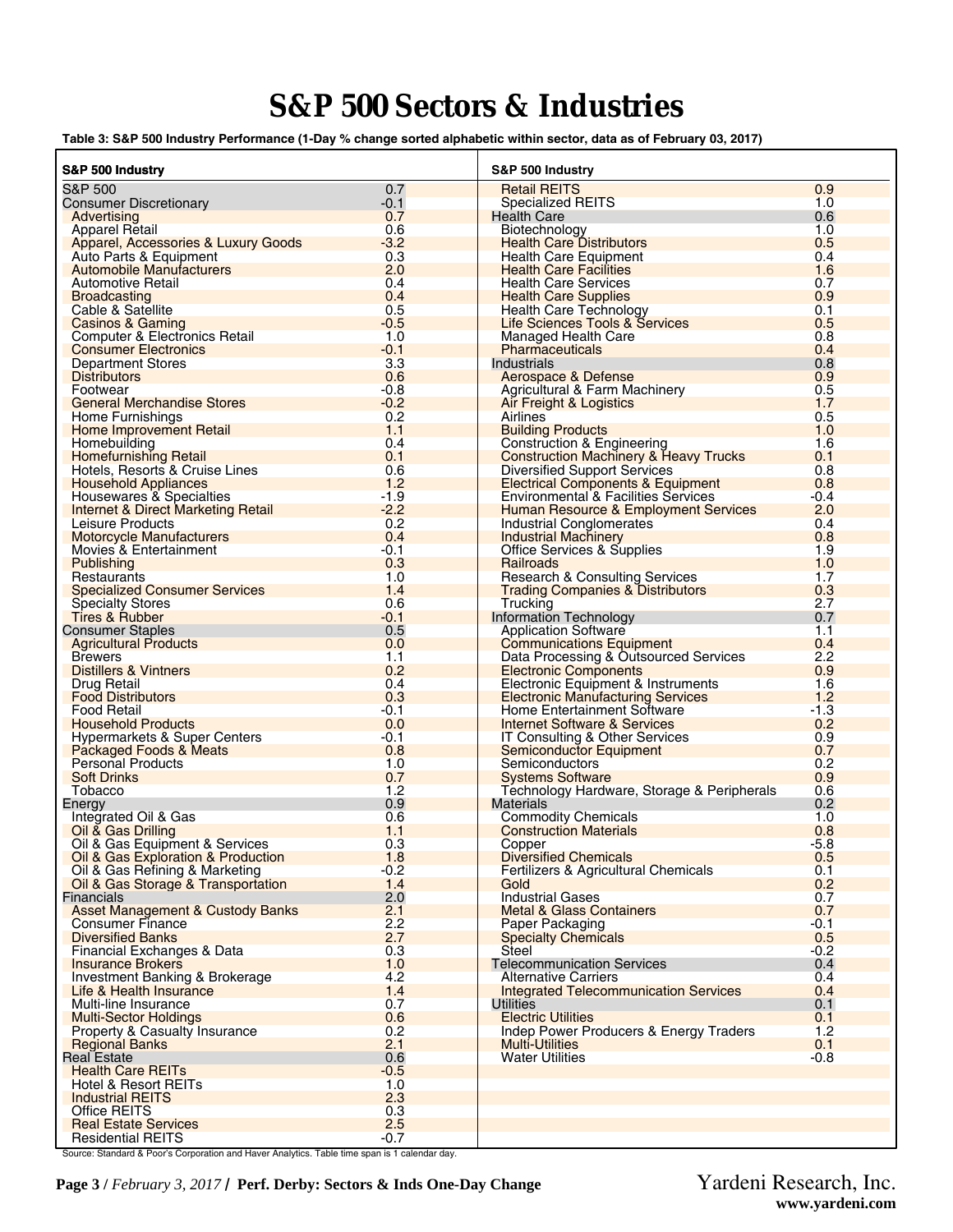# S&P 500 Sectors & Industries

**Table 3: S&P 500 Industry Performance (1-Day % change sorted alphabetic within sector, data as of February 03, 2017)**

| S&P 500 Industry | |
|---|---|
| S&P 500 | 0.7 |
| Consumer Discretionary | -0.1 |
| Advertising | 0.7 |
| Apparel Retail | 0.6 |
| Apparel, Accessories & Luxury Goods | -3.2 |
| Auto Parts & Equipment | 0.3 |
| Automobile Manufacturers | 2.0 |
| Automotive Retail | 0.4 |
| Broadcasting | 0.4 |
| Cable & Satellite | 0.5 |
| Casinos & Gaming | -0.5 |
| Computer & Electronics Retail | 1.0 |
| Consumer Electronics | -0.1 |
| Department Stores | 3.3 |
| Distributors | 0.6 |
| Footwear | -0.8 |
| General Merchandise Stores | -0.2 |
| Home Furnishings | 0.2 |
| Home Improvement Retail | 1.1 |
| Homebuilding | 0.4 |
| Homefurnishing Retail | 0.1 |
| Hotels, Resorts & Cruise Lines | 0.6 |
| Household Appliances | 1.2 |
| Housewares & Specialties | -1.9 |
| Internet & Direct Marketing Retail | -2.2 |
| Leisure Products | 0.2 |
| Motorcycle Manufacturers | 0.4 |
| Movies & Entertainment | -0.1 |
| Publishing | 0.3 |
| Restaurants | 1.0 |
| Specialized Consumer Services | 1.4 |
| Specialty Stores | 0.6 |
| Tires & Rubber | -0.1 |
| Consumer Staples | 0.5 |
| Agricultural Products | 0.0 |
| Brewers | 1.1 |
| Distillers & Vintners | 0.2 |
| Drug Retail | 0.4 |
| Food Distributors | 0.3 |
| Food Retail | -0.1 |
| Household Products | 0.0 |
| Hypermarkets & Super Centers | -0.1 |
| Packaged Foods & Meats | 0.8 |
| Personal Products | 1.0 |
| Soft Drinks | 0.7 |
| Tobacco | 1.2 |
| Energy | 0.9 |
| Integrated Oil & Gas | 0.6 |
| Oil & Gas Drilling | 1.1 |
| Oil & Gas Equipment & Services | 0.3 |
| Oil & Gas Exploration & Production | 1.8 |
| Oil & Gas Refining & Marketing | -0.2 |
| Oil & Gas Storage & Transportation | 1.4 |
| Financials | 2.0 |
| Asset Management & Custody Banks | 2.1 |
| Consumer Finance | 2.2 |
| Diversified Banks | 2.7 |
| Financial Exchanges & Data | 0.3 |
| Insurance Brokers | 1.0 |
| Investment Banking & Brokerage | 4.2 |
| Life & Health Insurance | 1.4 |
| Multi-line Insurance | 0.7 |
| Multi-Sector Holdings | 0.6 |
| Property & Casualty Insurance | 0.2 |
| Regional Banks | 2.1 |
| Real Estate | 0.6 |
| Health Care REITs | -0.5 |
| Hotel & Resort REITs | 1.0 |
| Industrial REITS | 2.3 |
| Office REITS | 0.3 |
| Real Estate Services | 2.5 |
| Residential REITS | -0.7 |
| Retail REITS | 0.9 |
| Specialized REITS | 1.0 |
| Health Care | 0.6 |
| Biotechnology | 1.0 |
| Health Care Distributors | 0.5 |
| Health Care Equipment | 0.4 |
| Health Care Facilities | 1.6 |
| Health Care Services | 0.7 |
| Health Care Supplies | 0.9 |
| Health Care Technology | 0.1 |
| Life Sciences Tools & Services | 0.5 |
| Managed Health Care | 0.8 |
| Pharmaceuticals | 0.4 |
| Industrials | 0.8 |
| Aerospace & Defense | 0.9 |
| Agricultural & Farm Machinery | 0.5 |
| Air Freight & Logistics | 1.7 |
| Airlines | 0.5 |
| Building Products | 1.0 |
| Construction & Engineering | 1.6 |
| Construction Machinery & Heavy Trucks | 0.1 |
| Diversified Support Services | 0.8 |
| Electrical Components & Equipment | 0.8 |
| Environmental & Facilities Services | -0.4 |
| Human Resource & Employment Services | 2.0 |
| Industrial Conglomerates | 0.4 |
| Industrial Machinery | 0.8 |
| Office Services & Supplies | 1.9 |
| Railroads | 1.0 |
| Research & Consulting Services | 1.7 |
| Trading Companies & Distributors | 0.3 |
| Trucking | 2.7 |
| Information Technology | 0.7 |
| Application Software | 1.1 |
| Communications Equipment | 0.4 |
| Data Processing & Outsourced Services | 2.2 |
| Electronic Components | 0.9 |
| Electronic Equipment & Instruments | 1.6 |
| Electronic Manufacturing Services | 1.2 |
| Home Entertainment Software | -1.3 |
| Internet Software & Services | 0.2 |
| IT Consulting & Other Services | 0.9 |
| Semiconductor Equipment | 0.7 |
| Semiconductors | 0.2 |
| Systems Software | 0.9 |
| Technology Hardware, Storage & Peripherals | 0.6 |
| Materials | 0.2 |
| Commodity Chemicals | 1.0 |
| Construction Materials | 0.8 |
| Copper | -5.8 |
| Diversified Chemicals | 0.5 |
| Fertilizers & Agricultural Chemicals | 0.1 |
| Gold | 0.2 |
| Industrial Gases | 0.7 |
| Metal & Glass Containers | 0.7 |
| Paper Packaging | -0.1 |
| Specialty Chemicals | 0.5 |
| Steel | -0.2 |
| Telecommunication Services | 0.4 |
| Alternative Carriers | 0.4 |
| Integrated Telecommunication Services | 0.4 |
| Utilities | 0.1 |
| Electric Utilities | 0.1 |
| Indep Power Producers & Energy Traders | 1.2 |
| Multi-Utilities | 0.1 |
| Water Utilities | -0.8 |

Source: Standard & Poor's Corporation and Haver Analytics. Table time span is 1 calendar day.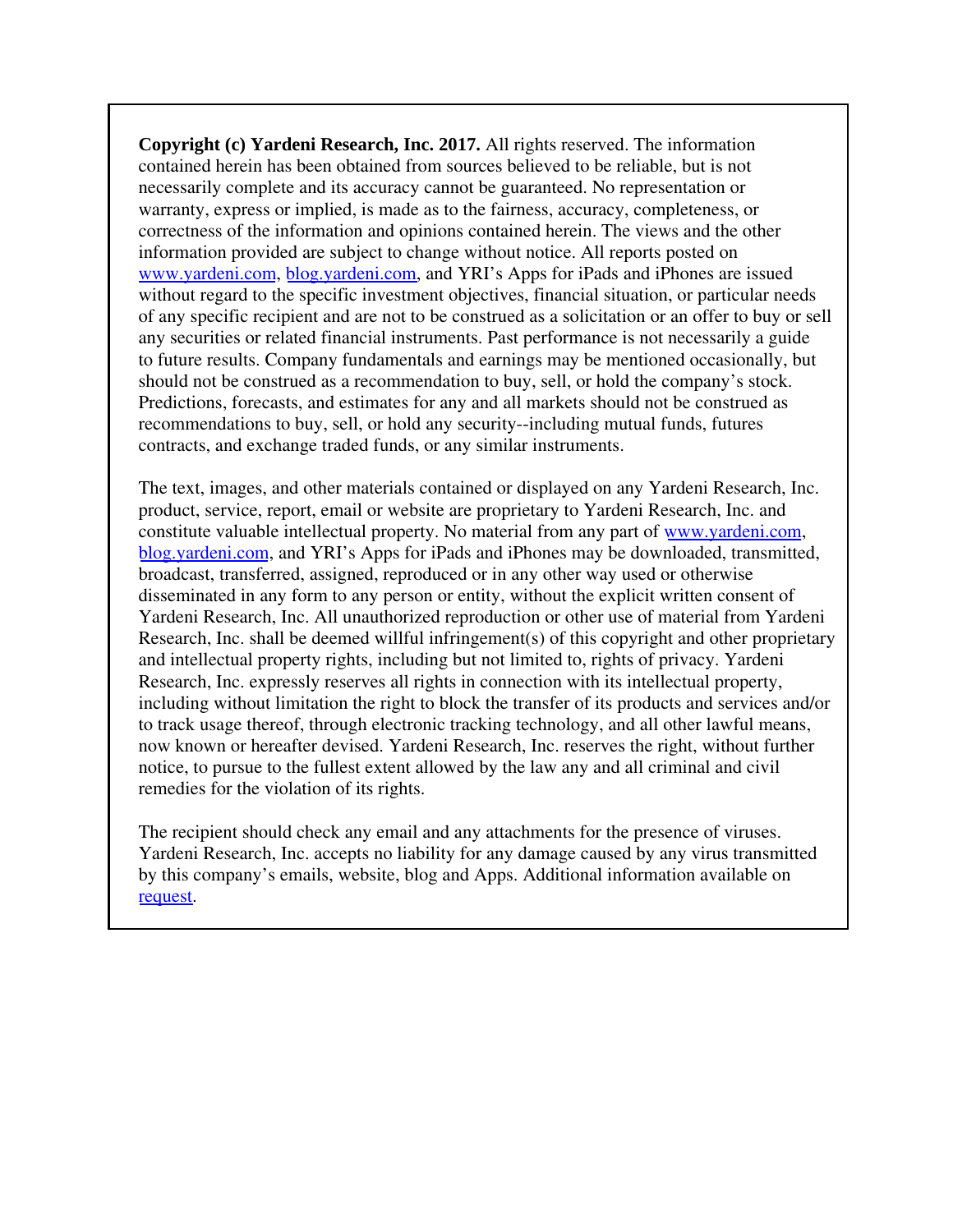**Copyright (c) Yardeni Research, Inc. 2017.** All rights reserved. The information contained herein has been obtained from sources believed to be reliable, but is not necessarily complete and its accuracy cannot be guaranteed. No representation or warranty, express or implied, is made as to the fairness, accuracy, completeness, or correctness of the information and opinions contained herein. The views and the other information provided are subject to change without notice. All reports posted on www.yardeni.com, blog.yardeni.com, and YRI's Apps for iPads and iPhones are issued without regard to the specific investment objectives, financial situation, or particular needs of any specific recipient and are not to be construed as a solicitation or an offer to buy or sell any securities or related financial instruments. Past performance is not necessarily a guide to future results. Company fundamentals and earnings may be mentioned occasionally, but should not be construed as a recommendation to buy, sell, or hold the company's stock. Predictions, forecasts, and estimates for any and all markets should not be construed as recommendations to buy, sell, or hold any security--including mutual funds, futures contracts, and exchange traded funds, or any similar instruments.

The text, images, and other materials contained or displayed on any Yardeni Research, Inc. product, service, report, email or website are proprietary to Yardeni Research, Inc. and constitute valuable intellectual property. No material from any part of www.yardeni.com, blog.yardeni.com, and YRI's Apps for iPads and iPhones may be downloaded, transmitted, broadcast, transferred, assigned, reproduced or in any other way used or otherwise disseminated in any form to any person or entity, without the explicit written consent of Yardeni Research, Inc. All unauthorized reproduction or other use of material from Yardeni Research, Inc. shall be deemed willful infringement(s) of this copyright and other proprietary and intellectual property rights, including but not limited to, rights of privacy. Yardeni Research, Inc. expressly reserves all rights in connection with its intellectual property, including without limitation the right to block the transfer of its products and services and/or to track usage thereof, through electronic tracking technology, and all other lawful means, now known or hereafter devised. Yardeni Research, Inc. reserves the right, without further notice, to pursue to the fullest extent allowed by the law any and all criminal and civil remedies for the violation of its rights.

The recipient should check any email and any attachments for the presence of viruses. Yardeni Research, Inc. accepts no liability for any damage caused by any virus transmitted by this company's emails, website, blog and Apps. Additional information available on request.